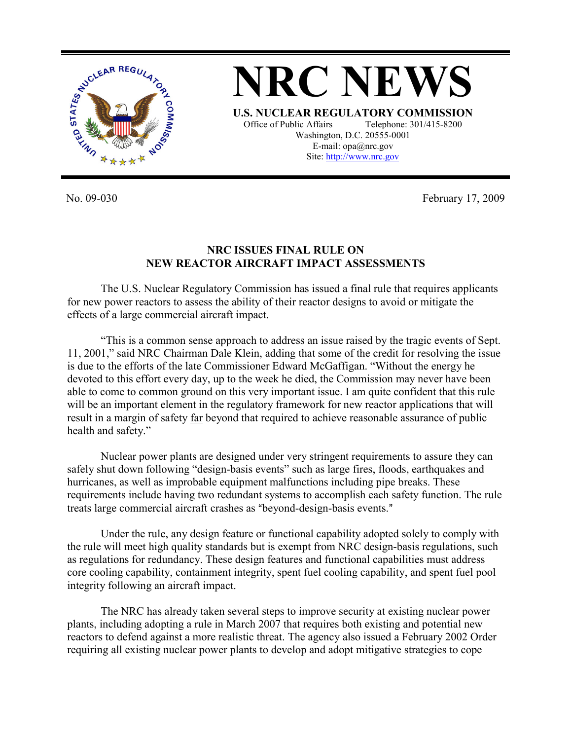# NRC NEWS

**U.S. NUCLEAR REGULATORY COMMISSION**
Office of Public Affairs Telephone: 301/415-8200
Washington, D.C. 20555-0001
E-mail: opa@nrc.gov
Site: http://www.nrc.gov

No. 09-030 February 17, 2009

## NRC ISSUES FINAL RULE ON NEW REACTOR AIRCRAFT IMPACT ASSESSMENTS

The U.S. Nuclear Regulatory Commission has issued a final rule that requires applicants for new power reactors to assess the ability of their reactor designs to avoid or mitigate the effects of a large commercial aircraft impact.

"This is a common sense approach to address an issue raised by the tragic events of Sept. 11, 2001," said NRC Chairman Dale Klein, adding that some of the credit for resolving the issue is due to the efforts of the late Commissioner Edward McGaffigan. "Without the energy he devoted to this effort every day, up to the week he died, the Commission may never have been able to come to common ground on this very important issue. I am quite confident that this rule will be an important element in the regulatory framework for new reactor applications that will result in a margin of safety <u>far</u> beyond that required to achieve reasonable assurance of public health and safety."

Nuclear power plants are designed under very stringent requirements to assure they can safely shut down following "design-basis events" such as large fires, floods, earthquakes and hurricanes, as well as improbable equipment malfunctions including pipe breaks. These requirements include having two redundant systems to accomplish each safety function. The rule treats large commercial aircraft crashes as "beyond-design-basis events."

Under the rule, any design feature or functional capability adopted solely to comply with the rule will meet high quality standards but is exempt from NRC design-basis regulations, such as regulations for redundancy. These design features and functional capabilities must address core cooling capability, containment integrity, spent fuel cooling capability, and spent fuel pool integrity following an aircraft impact.

The NRC has already taken several steps to improve security at existing nuclear power plants, including adopting a rule in March 2007 that requires both existing and potential new reactors to defend against a more realistic threat. The agency also issued a February 2002 Order requiring all existing nuclear power plants to develop and adopt mitigative strategies to cope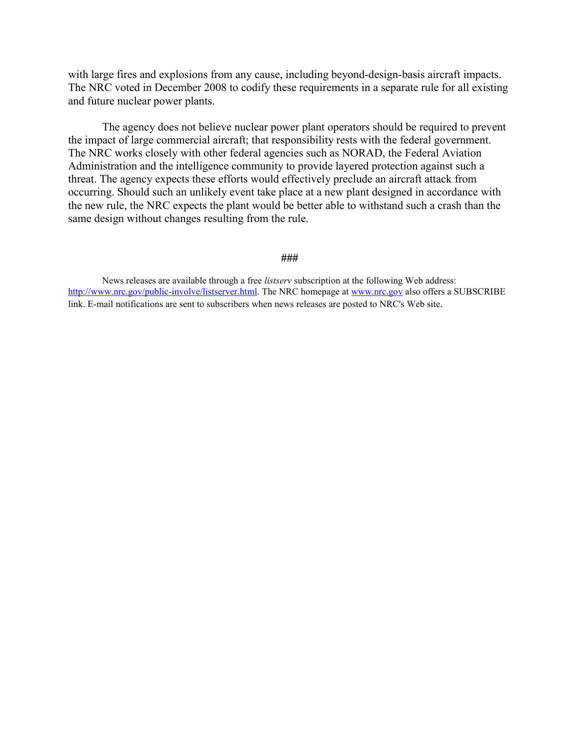with large fires and explosions from any cause, including beyond-design-basis aircraft impacts. The NRC voted in December 2008 to codify these requirements in a separate rule for all existing and future nuclear power plants.

The agency does not believe nuclear power plant operators should be required to prevent the impact of large commercial aircraft; that responsibility rests with the federal government. The NRC works closely with other federal agencies such as NORAD, the Federal Aviation Administration and the intelligence community to provide layered protection against such a threat. The agency expects these efforts would effectively preclude an aircraft attack from occurring. Should such an unlikely event take place at a new plant designed in accordance with the new rule, the NRC expects the plant would be better able to withstand such a crash than the same design without changes resulting from the rule.

###

News releases are available through a free *listserv* subscription at the following Web address: http://www.nrc.gov/public-involve/listserver.html. The NRC homepage at www.nrc.gov also offers a SUBSCRIBE link. E-mail notifications are sent to subscribers when news releases are posted to NRC's Web site.